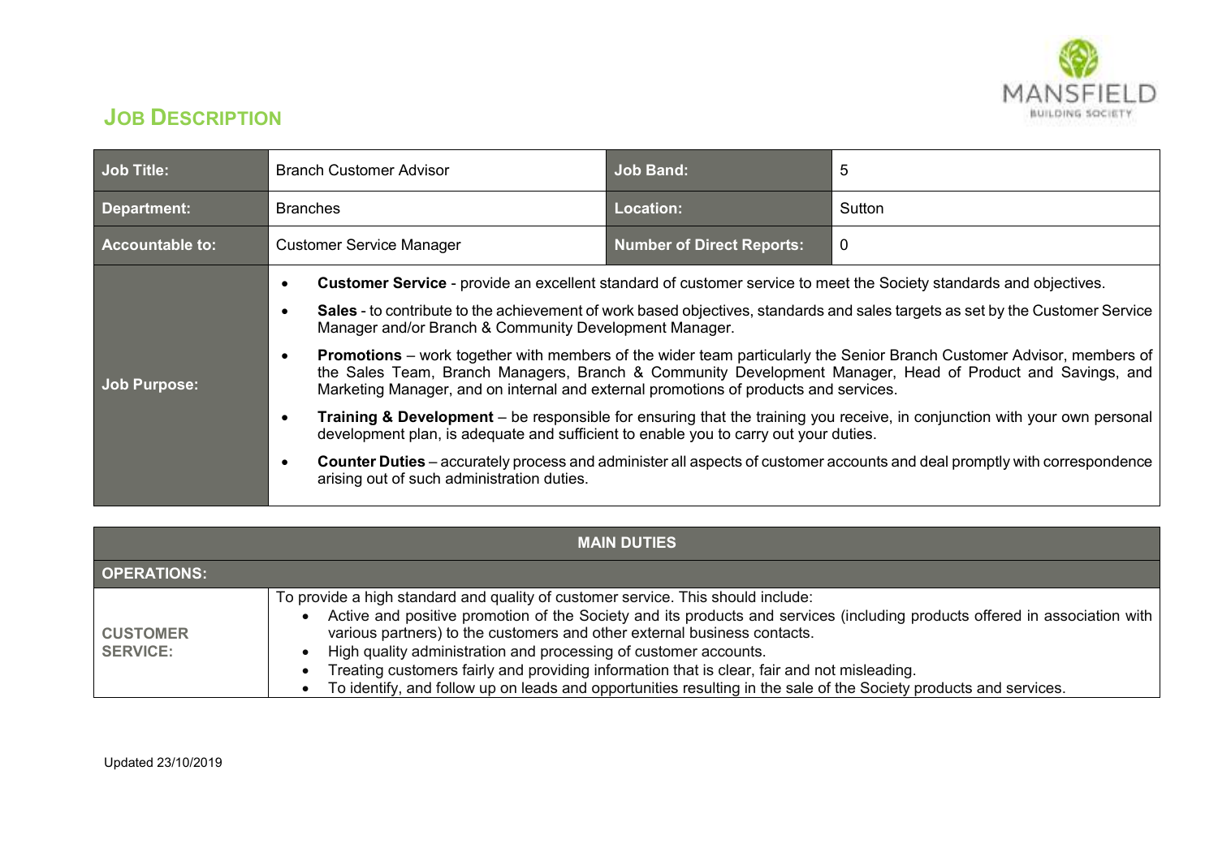# JOB DESCRIPTION

| Job Title: | Branch Customer Advisor | Job Band: | 5 |
|---|---|---|---|
| Department: | Branches | Location: | Sutton |
| Accountable to: | Customer Service Manager | Number of Direct Reports: | 0 |
| Job Purpose: | • **Customer Service** - provide an excellent standard of customer service to meet the Society standards and objectives.<br>• **Sales** - to contribute to the achievement of work based objectives, standards and sales targets as set by the Customer Service Manager and/or Branch & Community Development Manager.<br>• **Promotions** – work together with members of the wider team particularly the Senior Branch Customer Advisor, members of the Sales Team, Branch Managers, Branch & Community Development Manager, Head of Product and Savings, and Marketing Manager, and on internal and external promotions of products and services.<br>• **Training & Development** – be responsible for ensuring that the training you receive, in conjunction with your own personal development plan, is adequate and sufficient to enable you to carry out your duties.<br>• **Counter Duties** – accurately process and administer all aspects of customer accounts and deal promptly with correspondence arising out of such administration duties. | | |

| MAIN DUTIES | |
|---|---|
| **OPERATIONS:** | |
| **CUSTOMER SERVICE:** | To provide a high standard and quality of customer service. This should include:<br>• Active and positive promotion of the Society and its products and services (including products offered in association with various partners) to the customers and other external business contacts.<br>• High quality administration and processing of customer accounts.<br>• Treating customers fairly and providing information that is clear, fair and not misleading.<br>• To identify, and follow up on leads and opportunities resulting in the sale of the Society products and services. |

Updated 23/10/2019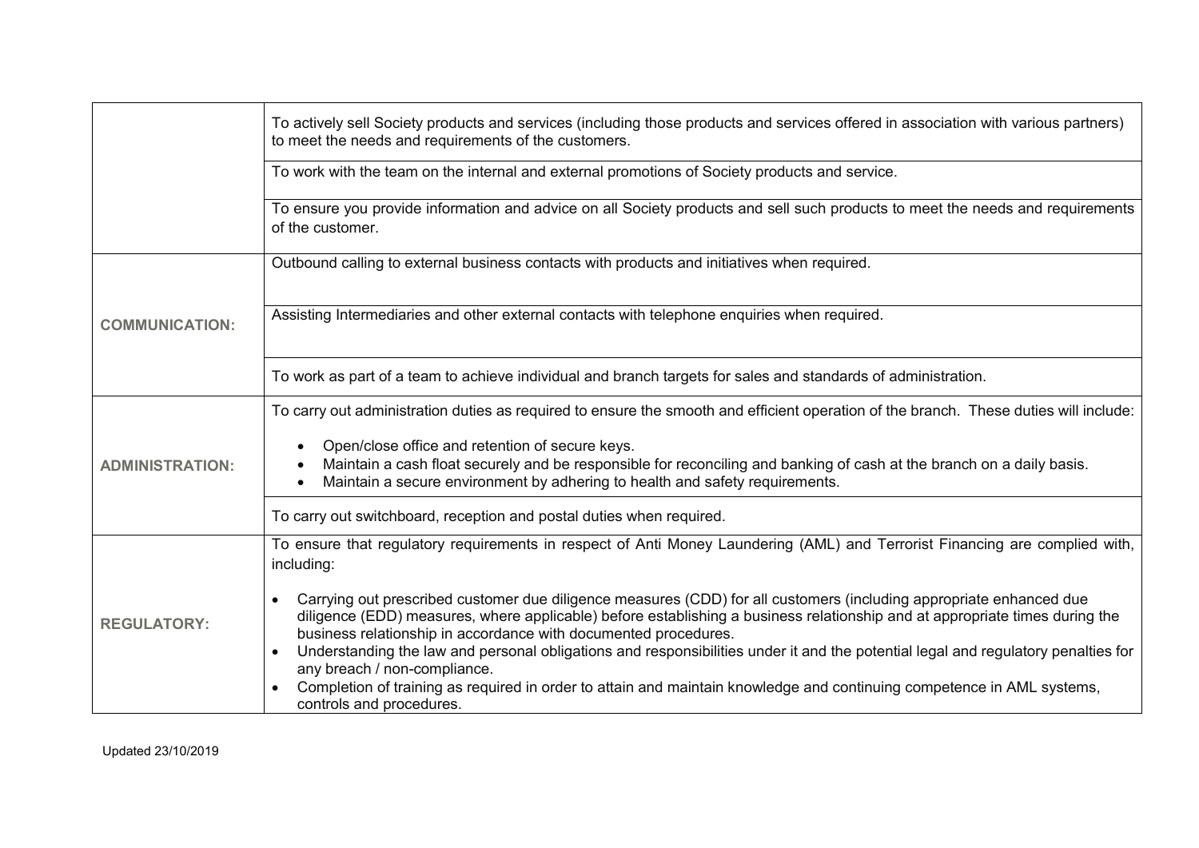| | |
|---|---|
| | To actively sell Society products and services (including those products and services offered in association with various partners) to meet the needs and requirements of the customers. |
| | To work with the team on the internal and external promotions of Society products and service. |
| | To ensure you provide information and advice on all Society products and sell such products to meet the needs and requirements of the customer. |
| **COMMUNICATION:** | Outbound calling to external business contacts with products and initiatives when required. |
| | Assisting Intermediaries and other external contacts with telephone enquiries when required. |
| | To work as part of a team to achieve individual and branch targets for sales and standards of administration. |
| **ADMINISTRATION:** | To carry out administration duties as required to ensure the smooth and efficient operation of the branch. These duties will include:<br><br>• Open/close office and retention of secure keys.<br>• Maintain a cash float securely and be responsible for reconciling and banking of cash at the branch on a daily basis.<br>• Maintain a secure environment by adhering to health and safety requirements. |
| | To carry out switchboard, reception and postal duties when required. |
| **REGULATORY:** | To ensure that regulatory requirements in respect of Anti Money Laundering (AML) and Terrorist Financing are complied with, including:<br><br>• Carrying out prescribed customer due diligence measures (CDD) for all customers (including appropriate enhanced due diligence (EDD) measures, where applicable) before establishing a business relationship and at appropriate times during the business relationship in accordance with documented procedures.<br>• Understanding the law and personal obligations and responsibilities under it and the potential legal and regulatory penalties for any breach / non-compliance.<br>• Completion of training as required in order to attain and maintain knowledge and continuing competence in AML systems, controls and procedures. |

Updated 23/10/2019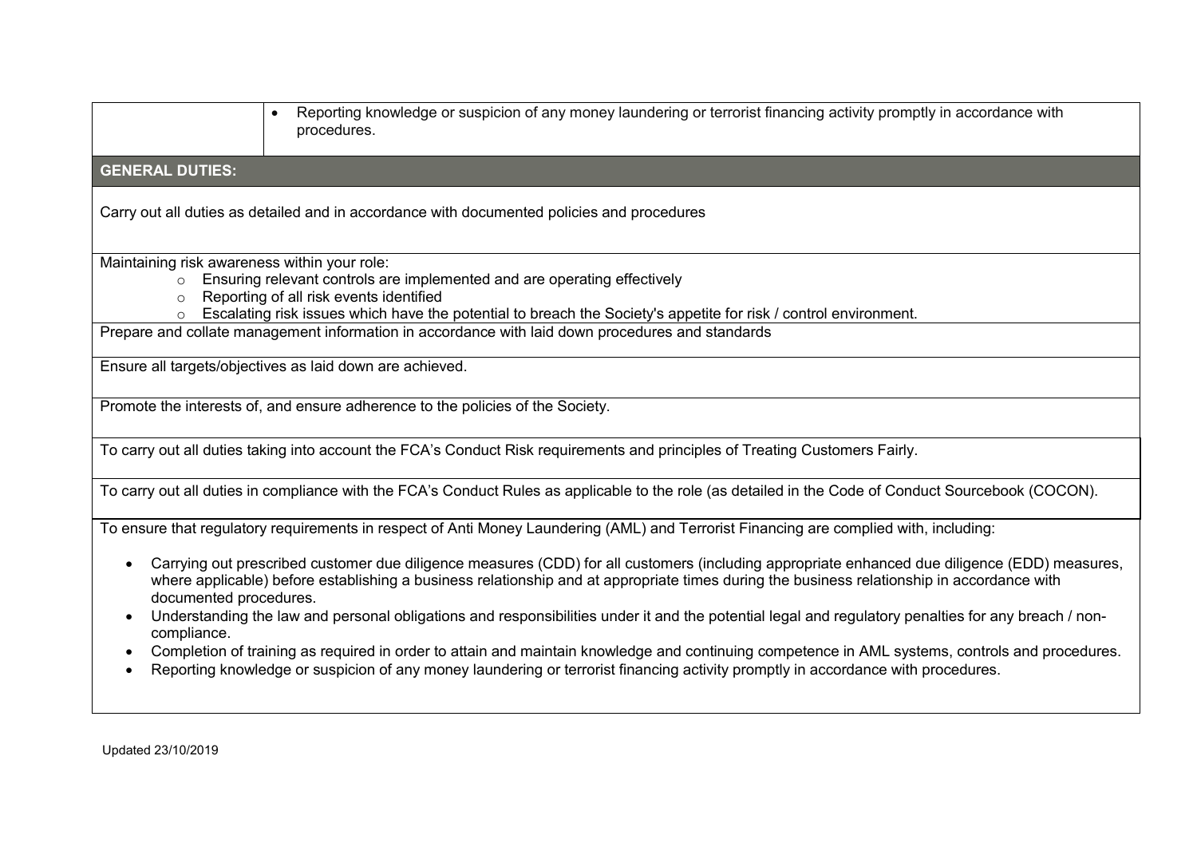| | |
|---|---|
| | • Reporting knowledge or suspicion of any money laundering or terrorist financing activity promptly in accordance with procedures. |

## GENERAL DUTIES:

Carry out all duties as detailed and in accordance with documented policies and procedures

Maintaining risk awareness within your role:

- Ensuring relevant controls are implemented and are operating effectively
- Reporting of all risk events identified
- Escalating risk issues which have the potential to breach the Society's appetite for risk / control environment.

Prepare and collate management information in accordance with laid down procedures and standards

Ensure all targets/objectives as laid down are achieved.

Promote the interests of, and ensure adherence to the policies of the Society.

To carry out all duties taking into account the FCA's Conduct Risk requirements and principles of Treating Customers Fairly.

To carry out all duties in compliance with the FCA's Conduct Rules as applicable to the role (as detailed in the Code of Conduct Sourcebook (COCON).

To ensure that regulatory requirements in respect of Anti Money Laundering (AML) and Terrorist Financing are complied with, including:

- Carrying out prescribed customer due diligence measures (CDD) for all customers (including appropriate enhanced due diligence (EDD) measures, where applicable) before establishing a business relationship and at appropriate times during the business relationship in accordance with documented procedures.
- Understanding the law and personal obligations and responsibilities under it and the potential legal and regulatory penalties for any breach / non-compliance.
- Completion of training as required in order to attain and maintain knowledge and continuing competence in AML systems, controls and procedures.
- Reporting knowledge or suspicion of any money laundering or terrorist financing activity promptly in accordance with procedures.

Updated 23/10/2019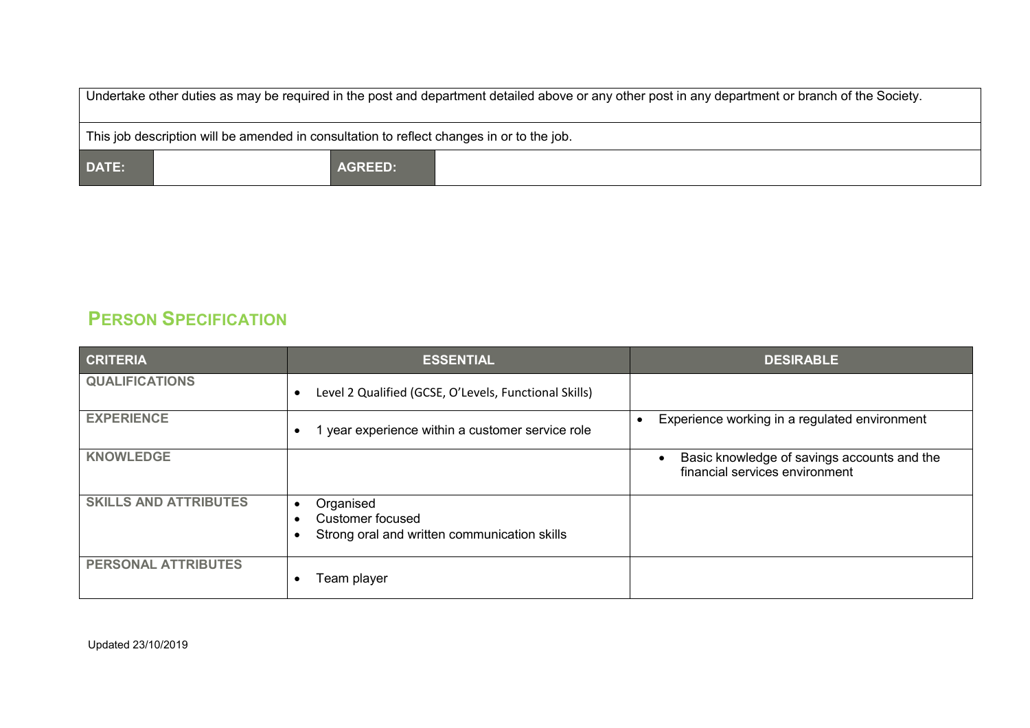| | | | |
|---|---|---|---|
| Undertake other duties as may be required in the post and department detailed above or any other post in any department or branch of the Society. | | | |
| This job description will be amended in consultation to reflect changes in or to the job. | | | |
| **DATE:** | | **AGREED:** | |

## PERSON SPECIFICATION

| CRITERIA | ESSENTIAL | DESIRABLE |
|---|---|---|
| **QUALIFICATIONS** | • Level 2 Qualified (GCSE, O'Levels, Functional Skills) | |
| **EXPERIENCE** | • 1 year experience within a customer service role | • Experience working in a regulated environment |
| **KNOWLEDGE** | | • Basic knowledge of savings accounts and the financial services environment |
| **SKILLS AND ATTRIBUTES** | • Organised<br>• Customer focused<br>• Strong oral and written communication skills | |
| **PERSONAL ATTRIBUTES** | • Team player | |

Updated 23/10/2019